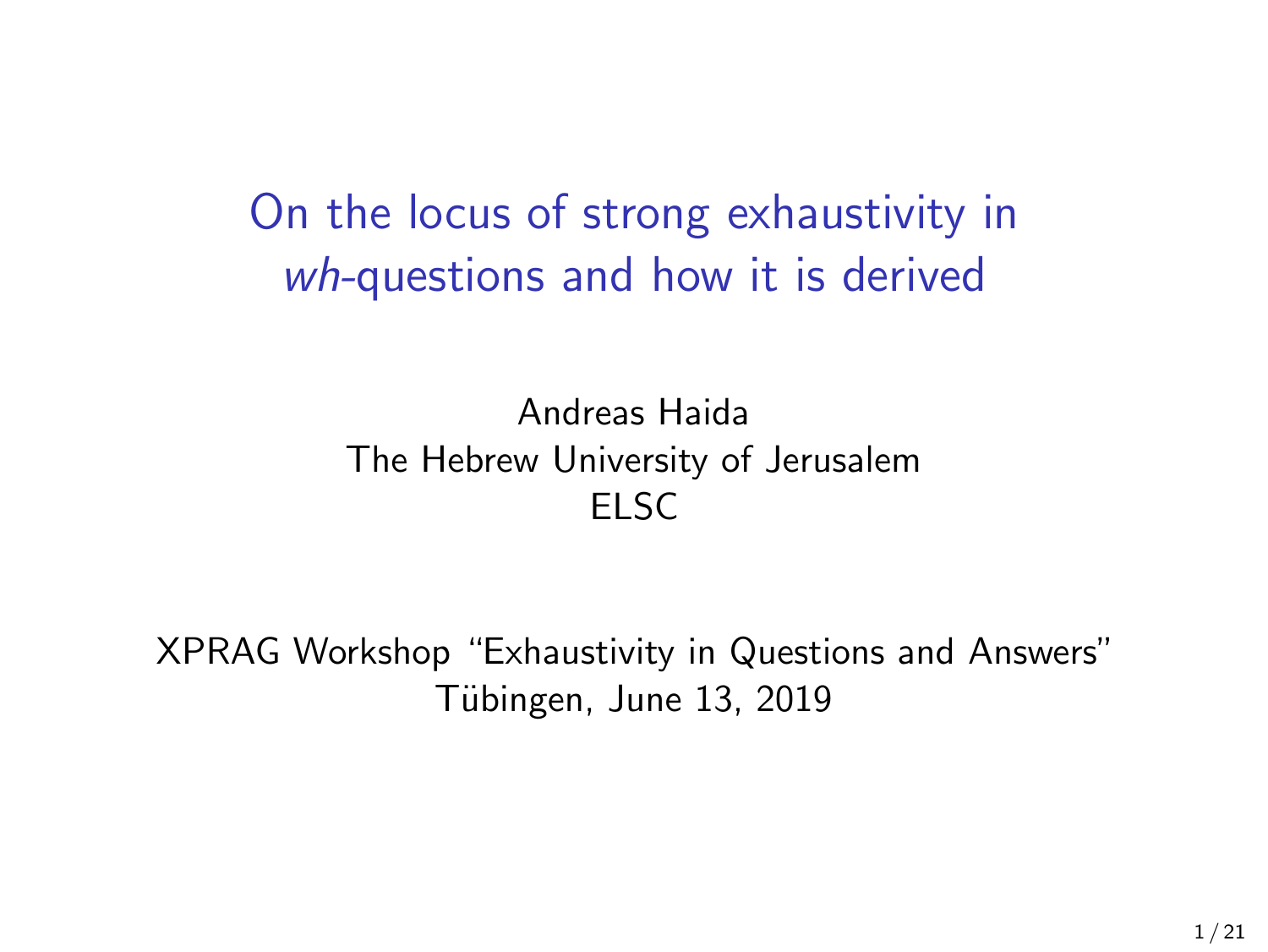# On the locus of strong exhaustivity in *wh*-questions and how it is derived

Andreas Haida
The Hebrew University of Jerusalem
ELSC

XPRAG Workshop "Exhaustivity in Questions and Answers"
Tübingen, June 13, 2019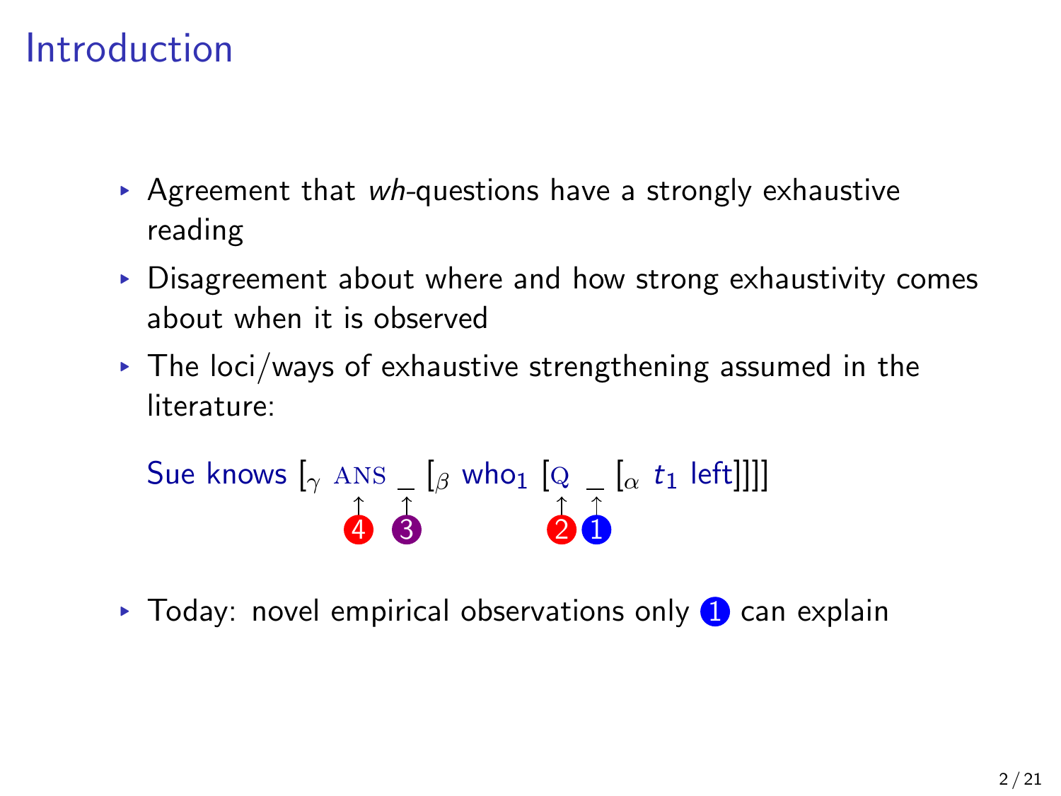# Introduction

- Agreement that *wh*-questions have a strongly exhaustive reading
- Disagreement about where and how strong exhaustivity comes about when it is observed
- The loci/ways of exhaustive strengthening assumed in the literature:

  Sue knows $[_\gamma$ ANS _ $[_\beta$ who$_1$ [Q _ $[_\alpha$ $t_1$ left]]]]

  (loci: ④ at ANS, ③ at the gap after ANS, ② at Q, ① at the gap after Q)

- Today: novel empirical observations only ① can explain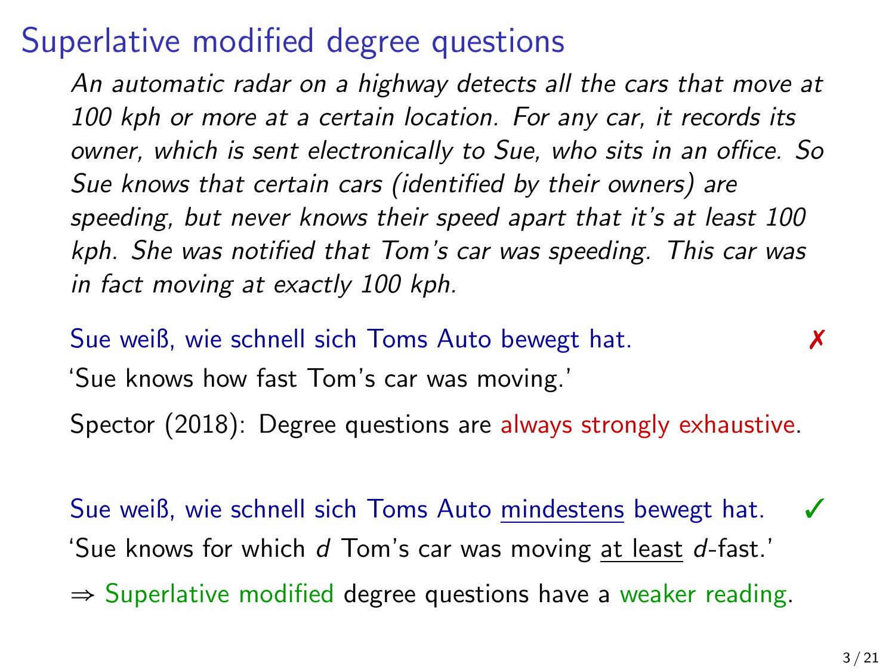# Superlative modified degree questions

*An automatic radar on a highway detects all the cars that move at 100 kph or more at a certain location. For any car, it records its owner, which is sent electronically to Sue, who sits in an office. So Sue knows that certain cars (identified by their owners) are speeding, but never knows their speed apart that it's at least 100 kph. She was notified that Tom's car was speeding. This car was in fact moving at exactly 100 kph.*

Sue weiß, wie schnell sich Toms Auto bewegt hat. ✗

'Sue knows how fast Tom's car was moving.'

Spector (2018): Degree questions are always strongly exhaustive.

Sue weiß, wie schnell sich Toms Auto mindestens bewegt hat. ✓

'Sue knows for which $d$ Tom's car was moving at least $d$-fast.'

⇒ Superlative modified degree questions have a weaker reading.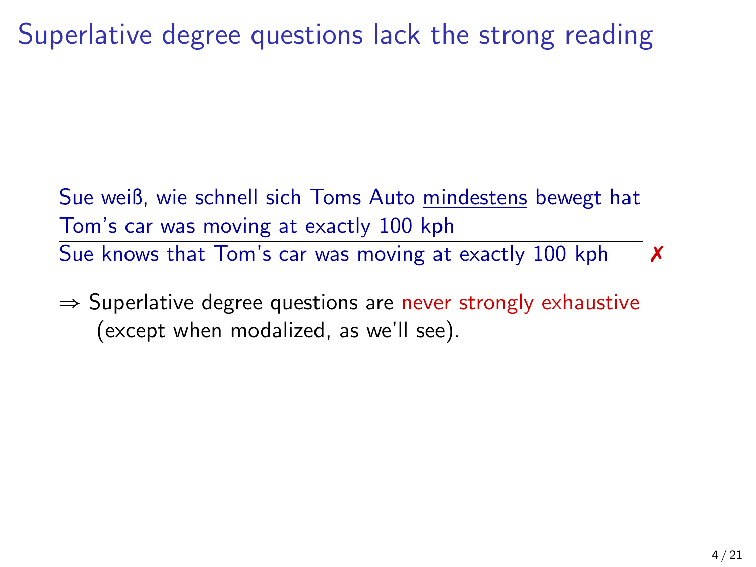# Superlative degree questions lack the strong reading

Sue weiß, wie schnell sich Toms Auto <u>mindestens</u> bewegt hat
Tom's car was moving at exactly 100 kph

---

Sue knows that Tom's car was moving at exactly 100 kph ✗

⇒ Superlative degree questions are never strongly exhaustive (except when modalized, as we'll see).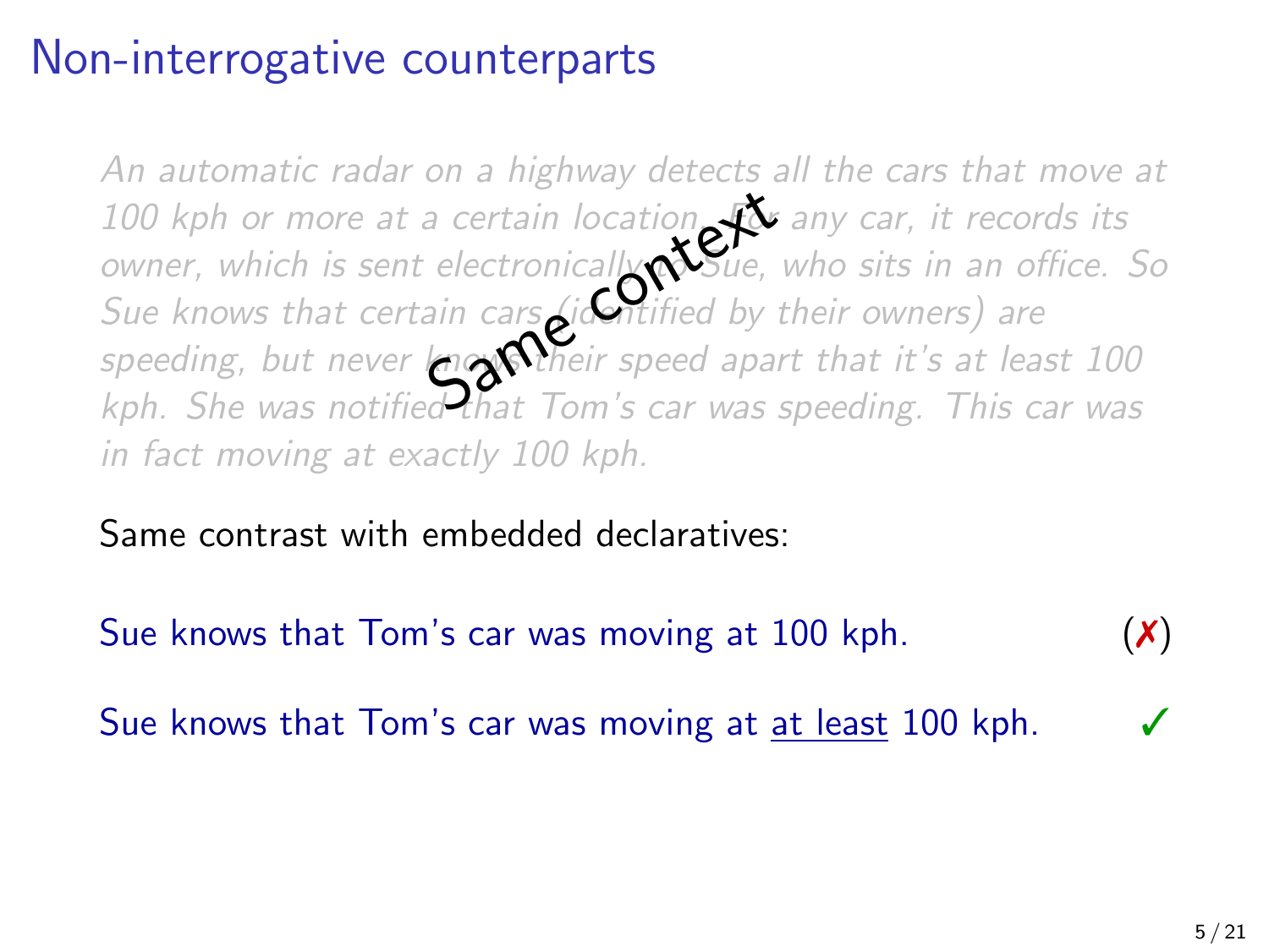# Non-interrogative counterparts

*An automatic radar on a highway detects all the cars that move at 100 kph or more at a certain location. For any car, it records its owner, which is sent electronically to Sue, who sits in an office. So Sue knows that certain cars (identified by their owners) are speeding, but never knows their speed apart that it's at least 100 kph. She was notified that Tom's car was speeding. This car was in fact moving at exactly 100 kph.*

Same context

Same contrast with embedded declaratives:

Sue knows that Tom's car was moving at 100 kph. (✗)

Sue knows that Tom's car was moving at at least 100 kph. ✓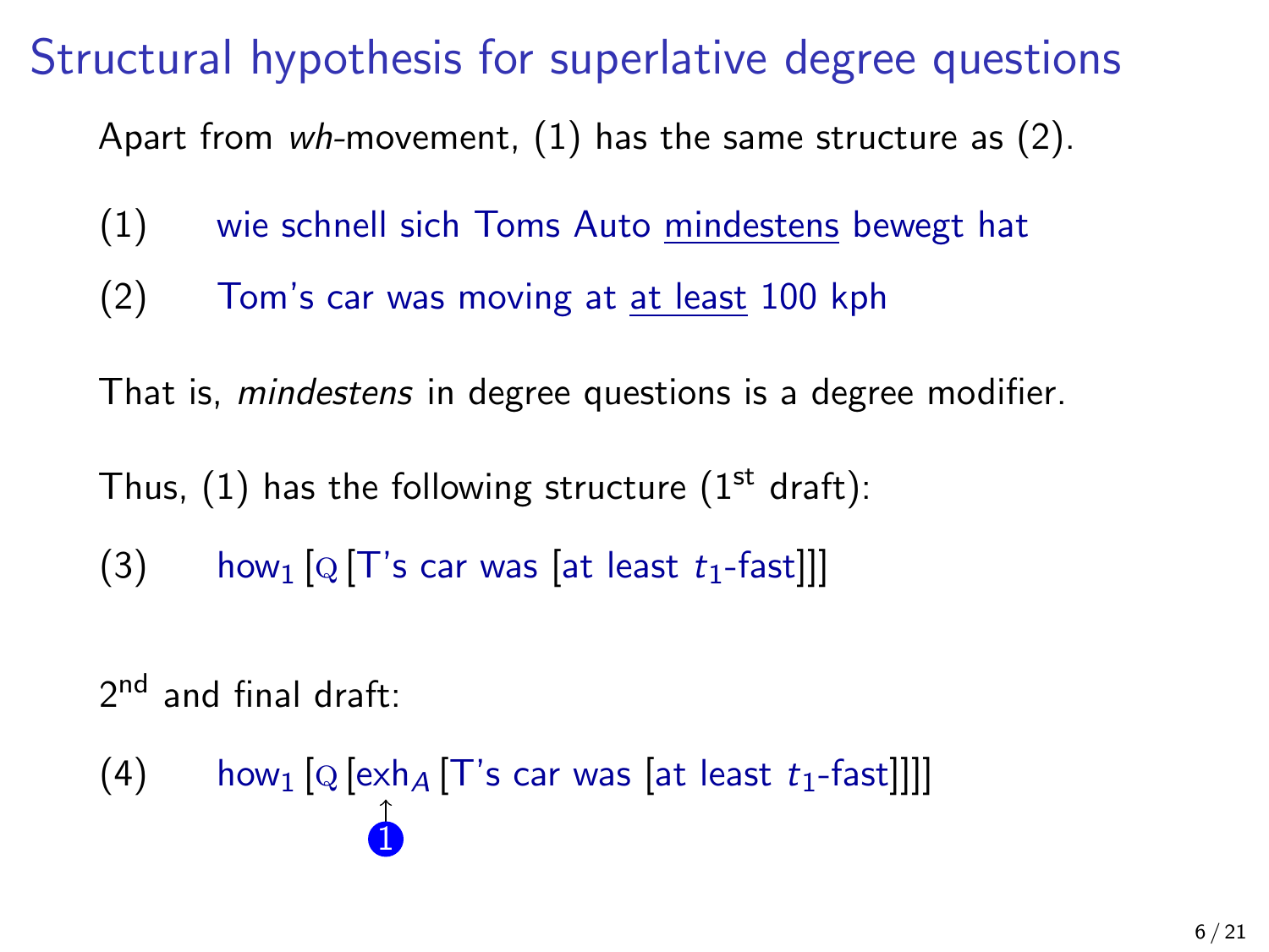# Structural hypothesis for superlative degree questions

Apart from *wh*-movement, (1) has the same structure as (2).

(1) wie schnell sich Toms Auto <u>mindestens</u> bewegt hat

(2) Tom's car was moving at <u>at least</u> 100 kph

That is, *mindestens* in degree questions is a degree modifier.

Thus, (1) has the following structure (1st draft):

(3) how$_1$ [Q [T's car was [at least $t_1$-fast]]]

2nd and final draft:

(4) how$_1$ [Q [exh$_A$ [T's car was [at least $t_1$-fast]]]]

1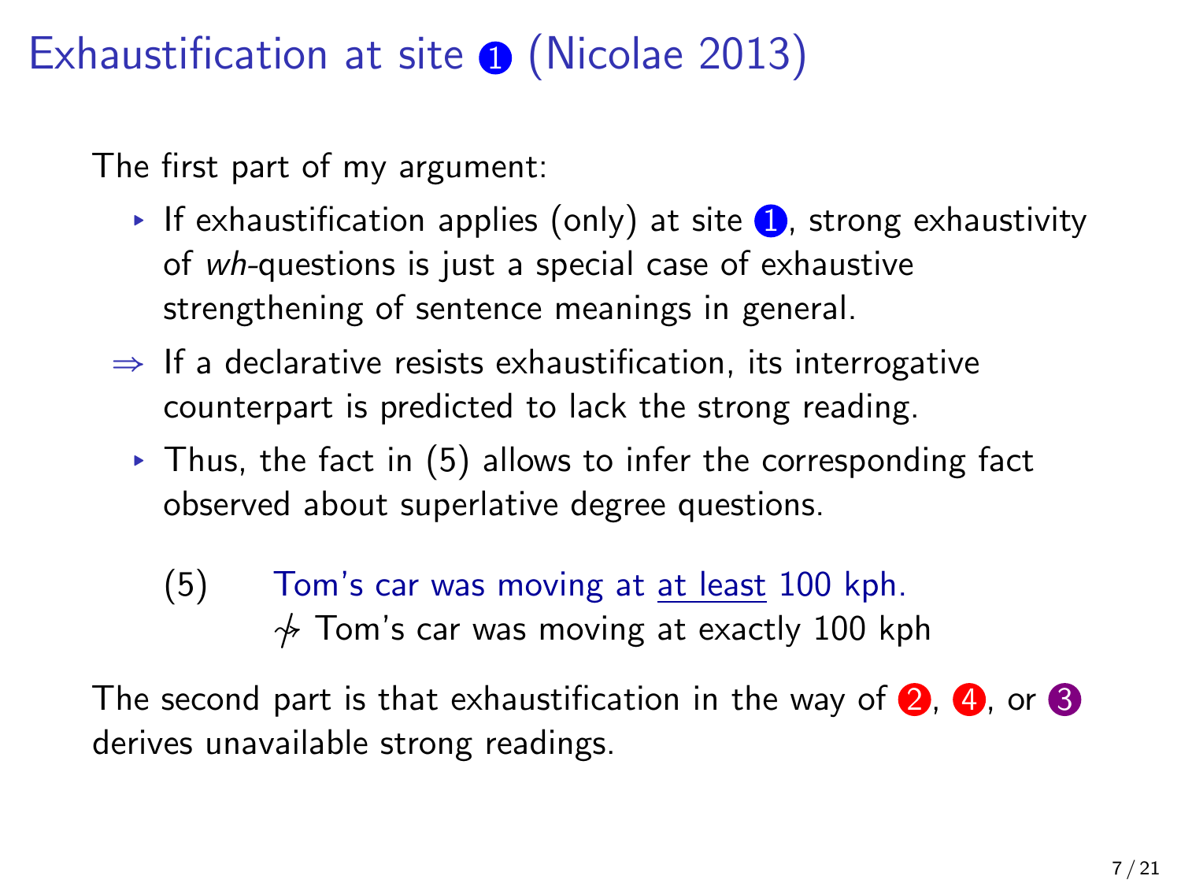# Exhaustification at site ❶ (Nicolae 2013)

The first part of my argument:

- If exhaustification applies (only) at site ❶, strong exhaustivity of *wh*-questions is just a special case of exhaustive strengthening of sentence meanings in general.

⇒ If a declarative resists exhaustification, its interrogative counterpart is predicted to lack the strong reading.

- Thus, the fact in (5) allows to infer the corresponding fact observed about superlative degree questions.

(5) Tom's car was moving at at least 100 kph.
  $\not\rightsquigarrow$ Tom's car was moving at exactly 100 kph

The second part is that exhaustification in the way of ❷, ❹, or ❸ derives unavailable strong readings.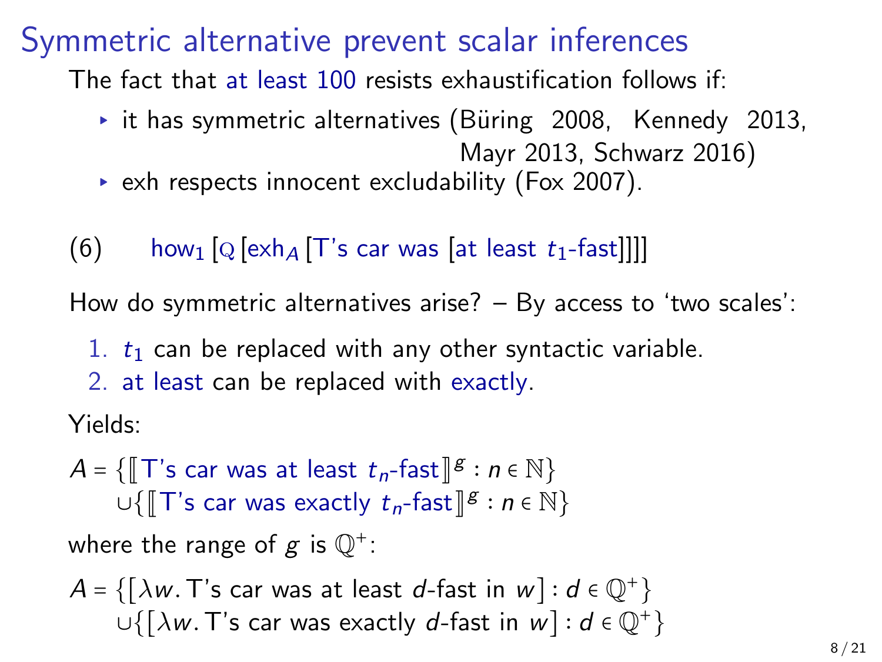# Symmetric alternative prevent scalar inferences

The fact that at least 100 resists exhaustification follows if:

- it has symmetric alternatives (Büring 2008, Kennedy 2013, Mayr 2013, Schwarz 2016)
- exh respects innocent excludability (Fox 2007).

(6) $\text{how}_1$ [Q [$\text{exh}_A$ [T's car was [at least $t_1$-fast]]]]

How do symmetric alternatives arise? – By access to 'two scales':

1. $t_1$ can be replaced with any other syntactic variable.
2. at least can be replaced with exactly.

Yields:

$$A = \{[\![\text{T's car was at least } t_n\text{-fast}]\!]^g : n \in \mathbb{N}\} \cup \{[\![\text{T's car was exactly } t_n\text{-fast}]\!]^g : n \in \mathbb{N}\}$$

where the range of $g$ is $\mathbb{Q}^+$:

$$A = \{[\lambda w.\, \text{T's car was at least } d\text{-fast in } w] : d \in \mathbb{Q}^+\} \cup \{[\lambda w.\, \text{T's car was exactly } d\text{-fast in } w] : d \in \mathbb{Q}^+\}$$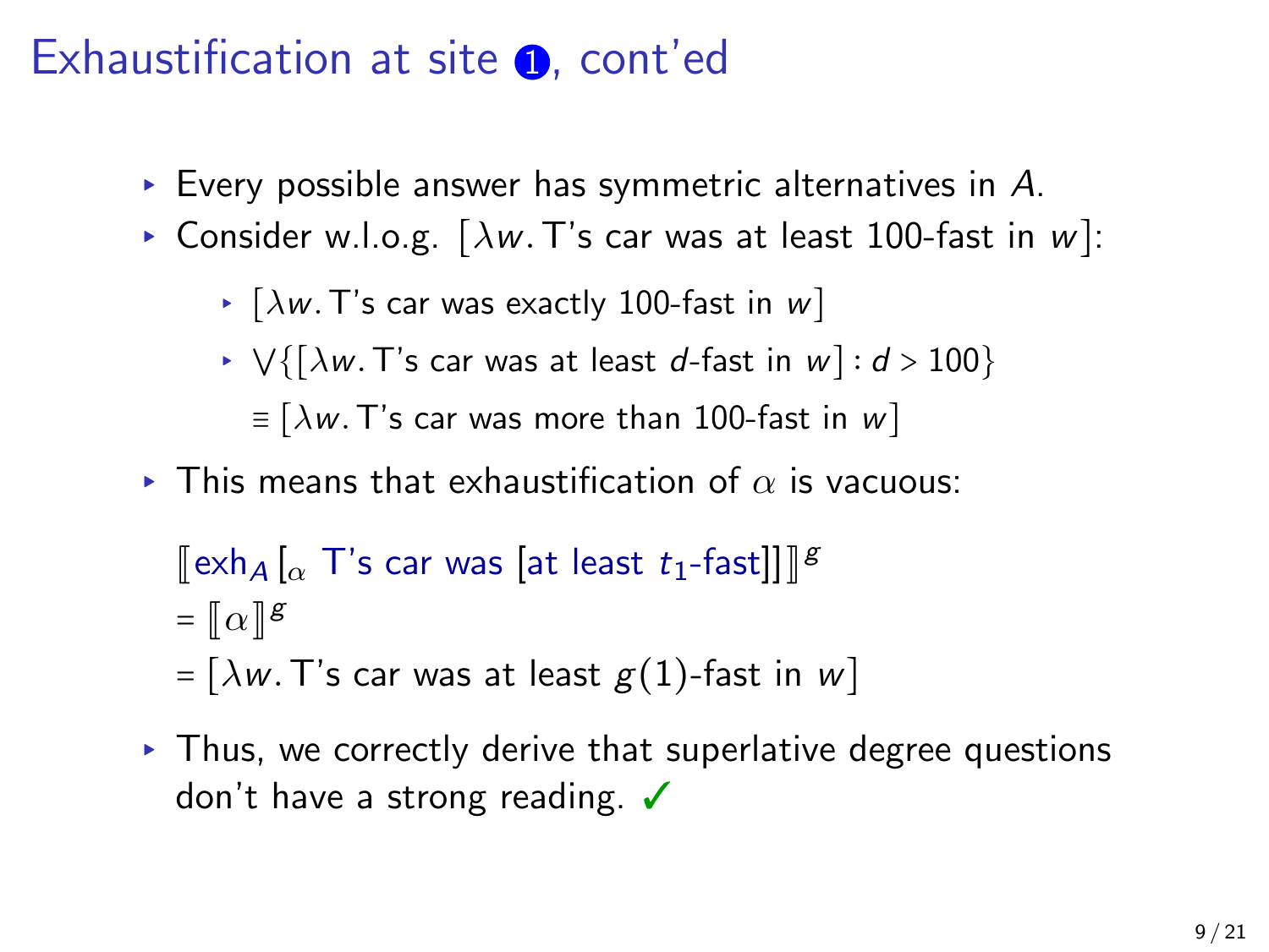# Exhaustification at site ❶, cont'd

- Every possible answer has symmetric alternatives in $A$.
- Consider w.l.o.g. $[\lambda w.\,\text{T's car was at least 100-fast in } w]$:
  - $[\lambda w.\,\text{T's car was exactly 100-fast in } w]$
  - $\bigvee\{[\lambda w.\,\text{T's car was at least } d\text{-fast in } w] : d > 100\}$
    $\equiv [\lambda w.\,\text{T's car was more than 100-fast in } w]$
- This means that exhaustification of $\alpha$ is vacuous:

  $[\![\text{exh}_A\,[_\alpha\ \text{T's car was [at least } t_1\text{-fast]]}]\!]^g$
  $= [\![\alpha]\!]^g$
  $= [\lambda w.\,\text{T's car was at least } g(1)\text{-fast in } w]$

- Thus, we correctly derive that superlative degree questions don't have a strong reading. ✓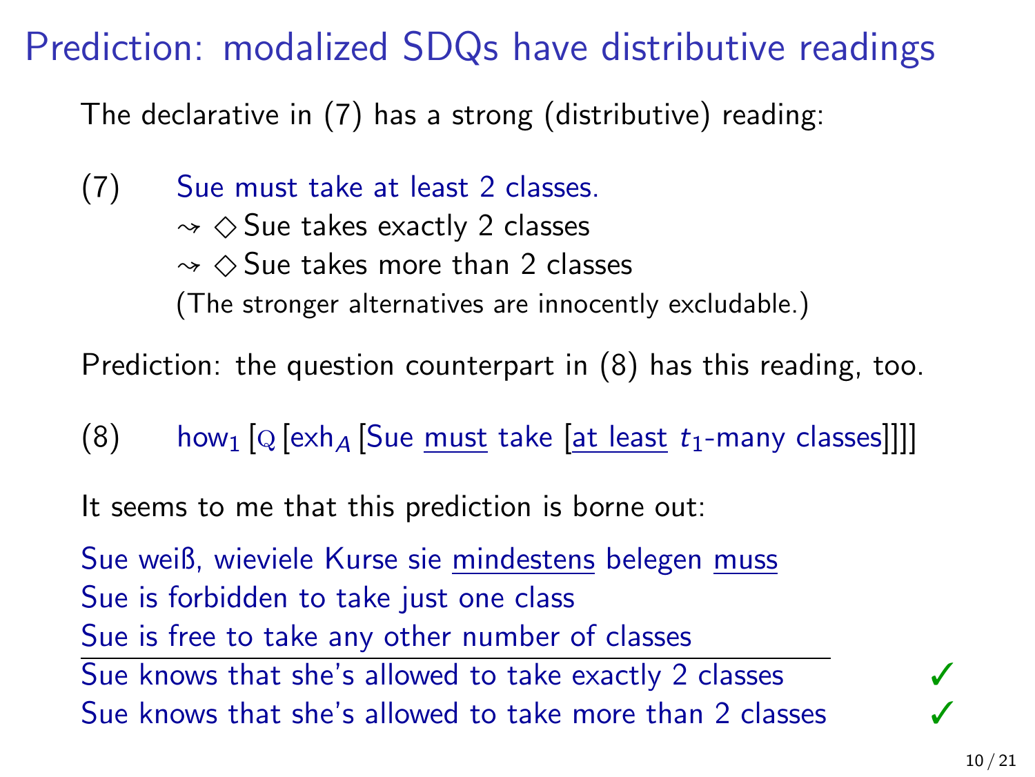# Prediction: modalized SDQs have distributive readings

The declarative in (7) has a strong (distributive) reading:

(7) Sue must take at least 2 classes.
$\rightsquigarrow \Diamond$ Sue takes exactly 2 classes
$\rightsquigarrow \Diamond$ Sue takes more than 2 classes
(The stronger alternatives are innocently excludable.)

Prediction: the question counterpart in (8) has this reading, too.

(8) how$_1$ [Q [exh$_A$ [Sue <u>must</u> take [<u>at least</u> $t_1$-many classes]]]]

It seems to me that this prediction is borne out:

Sue weiß, wieviele Kurse sie <u>mindestens</u> belegen <u>muss</u>
Sue is forbidden to take just one class
Sue is free to take any other number of classes

---

Sue knows that she's allowed to take exactly 2 classes ✓
Sue knows that she's allowed to take more than 2 classes ✓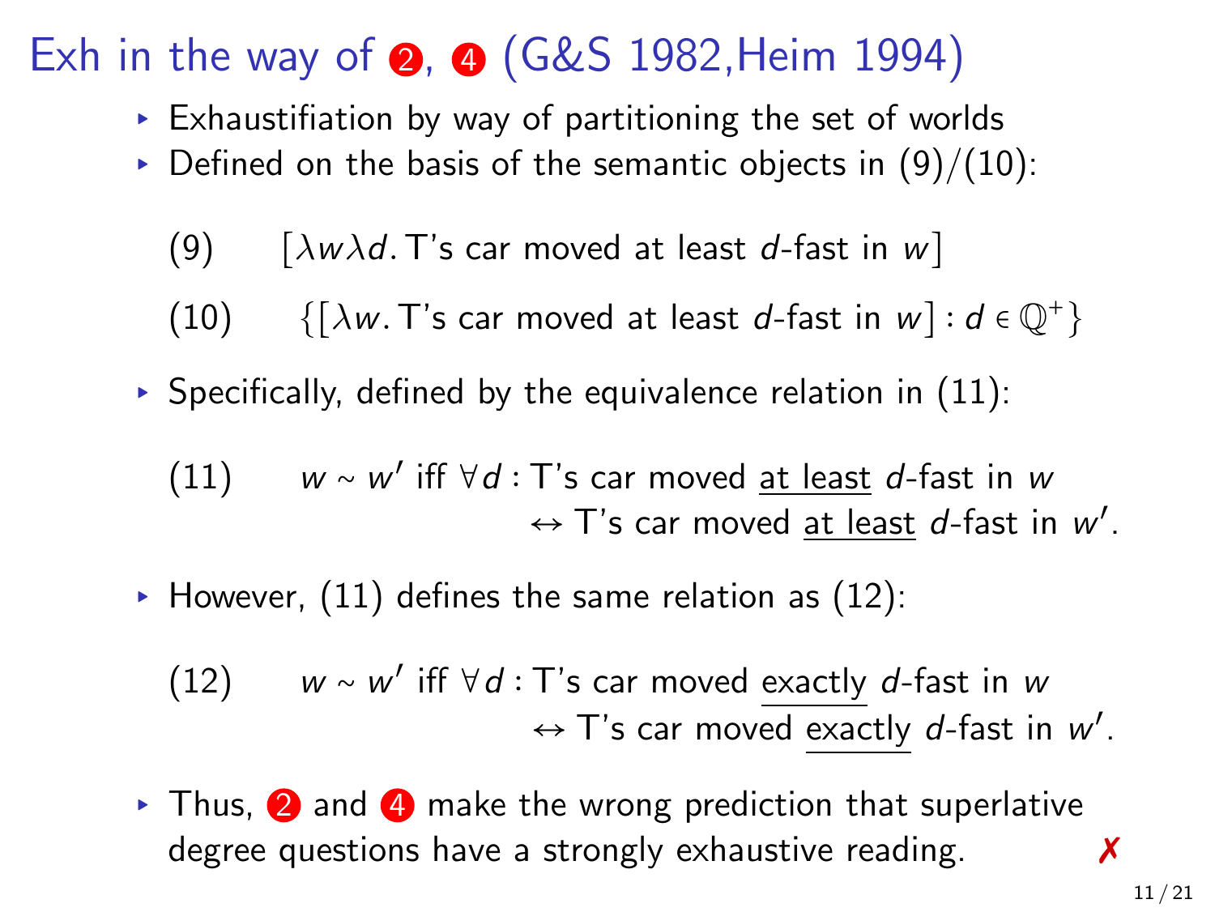# Exh in the way of ❷, ❹ (G&S 1982,Heim 1994)

- Exhaustifiation by way of partitioning the set of worlds
- Defined on the basis of the semantic objects in (9)/(10):

(9) $[\lambda w \lambda d.\,\text{T's car moved at least } d\text{-fast in } w]$

(10) $\{[\lambda w.\,\text{T's car moved at least } d\text{-fast in } w] : d \in \mathbb{Q}^+\}$

- Specifically, defined by the equivalence relation in (11):

(11) $w \sim w'$ iff $\forall d$ : T's car moved <u>at least</u> $d$-fast in $w$ $\leftrightarrow$ T's car moved <u>at least</u> $d$-fast in $w'$.

- However, (11) defines the same relation as (12):

(12) $w \sim w'$ iff $\forall d$ : T's car moved <u>exactly</u> $d$-fast in $w$ $\leftrightarrow$ T's car moved <u>exactly</u> $d$-fast in $w'$.

- Thus, ❷ and ❹ make the wrong prediction that superlative degree questions have a strongly exhaustive reading. ✗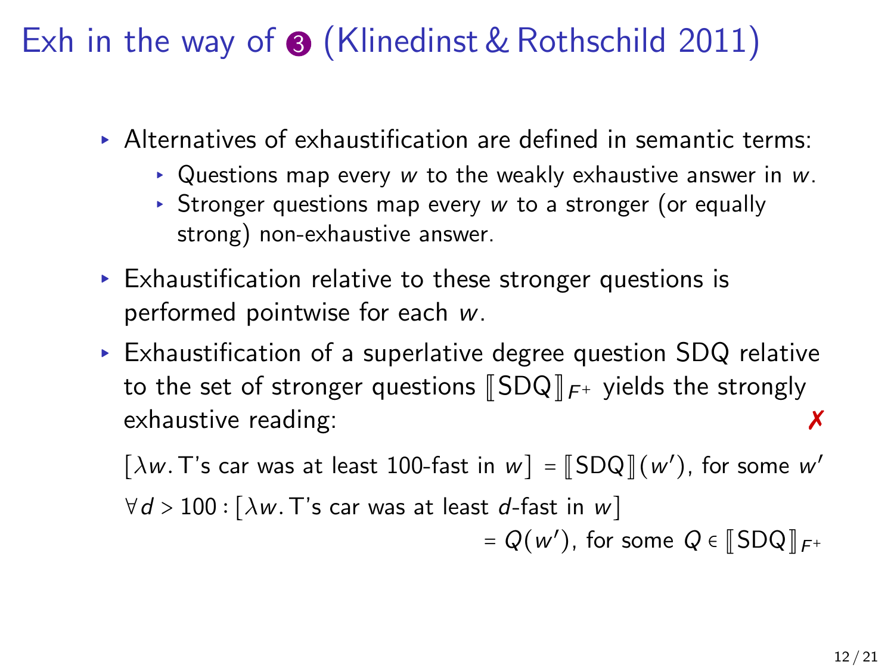# Exh in the way of ③ (Klinedinst & Rothschild 2011)

- Alternatives of exhaustification are defined in semantic terms:
  - Questions map every $w$ to the weakly exhaustive answer in $w$.
  - Stronger questions map every $w$ to a stronger (or equally strong) non-exhaustive answer.
- Exhaustification relative to these stronger questions is performed pointwise for each $w$.
- Exhaustification of a superlative degree question SDQ relative to the set of stronger questions $[\![\text{SDQ}]\!]_{F^+}$ yields the strongly exhaustive reading: ✗

$[\lambda w.\, \text{T's car was at least 100-fast in } w] = [\![\text{SDQ}]\!](w')$, for some $w'$

$\forall d > 100 : [\lambda w.\, \text{T's car was at least } d\text{-fast in } w]$
$= Q(w')$, for some $Q \in [\![\text{SDQ}]\!]_{F^+}$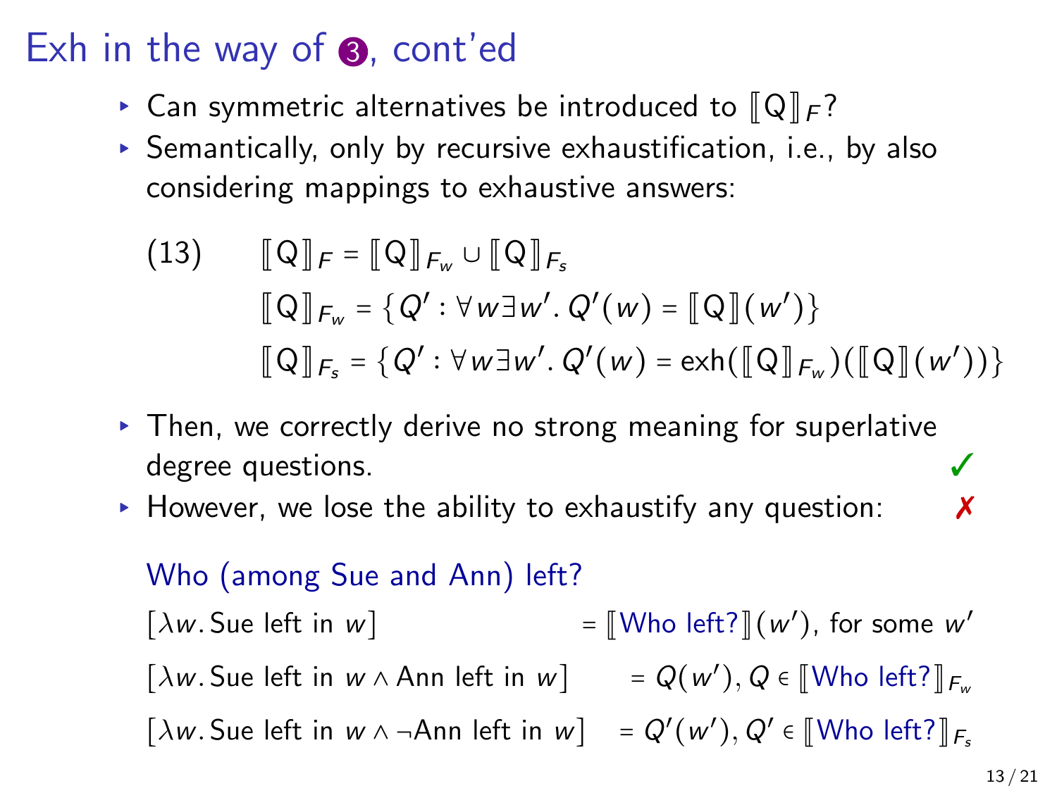# Exh in the way of ❸, cont'ed

- Can symmetric alternatives be introduced to $[\![\mathrm{Q}]\!]_F$?
- Semantically, only by recursive exhaustification, i.e., by also considering mappings to exhaustive answers:

(13)
$$
\begin{aligned}
&[\![\mathrm{Q}]\!]_F = [\![\mathrm{Q}]\!]_{F_w} \cup [\![\mathrm{Q}]\!]_{F_s} \\
&[\![\mathrm{Q}]\!]_{F_w} = \{Q' : \forall w \exists w'.\, Q'(w) = [\![\mathrm{Q}]\!](w')\} \\
&[\![\mathrm{Q}]\!]_{F_s} = \{Q' : \forall w \exists w'.\, Q'(w) = \mathrm{exh}([\![\mathrm{Q}]\!]_{F_w})([\![\mathrm{Q}]\!](w'))\}
\end{aligned}
$$

- Then, we correctly derive no strong meaning for superlative degree questions. ✓
- However, we lose the ability to exhaustify any question: ✗

Who (among Sue and Ann) left?

$[\lambda w.\,\text{Sue left in } w] = [\![\text{Who left?}]\!](w')$, for some $w'$

$[\lambda w.\,\text{Sue left in } w \wedge \text{Ann left in } w] = Q(w'), Q \in [\![\text{Who left?}]\!]_{F_w}$

$[\lambda w.\,\text{Sue left in } w \wedge \neg\text{Ann left in } w] = Q'(w'), Q' \in [\![\text{Who left?}]\!]_{F_s}$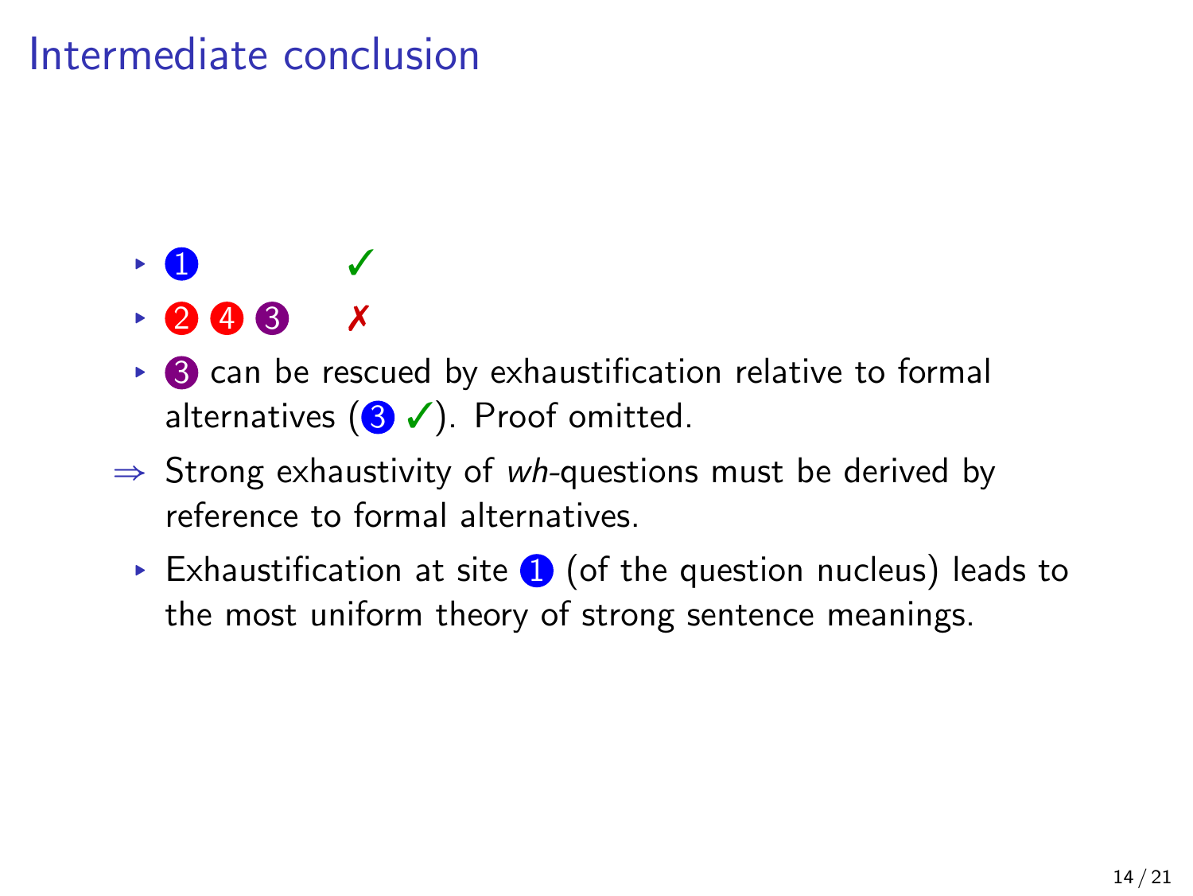# Intermediate conclusion

- ❶ ✓
- ❷ ❹ ❸ ✗
  - ❸ can be rescued by exhaustification relative to formal alternatives (❸ ✓). Proof omitted.

⇒ Strong exhaustivity of *wh*-questions must be derived by reference to formal alternatives.

  - Exhaustification at site ❶ (of the question nucleus) leads to the most uniform theory of strong sentence meanings.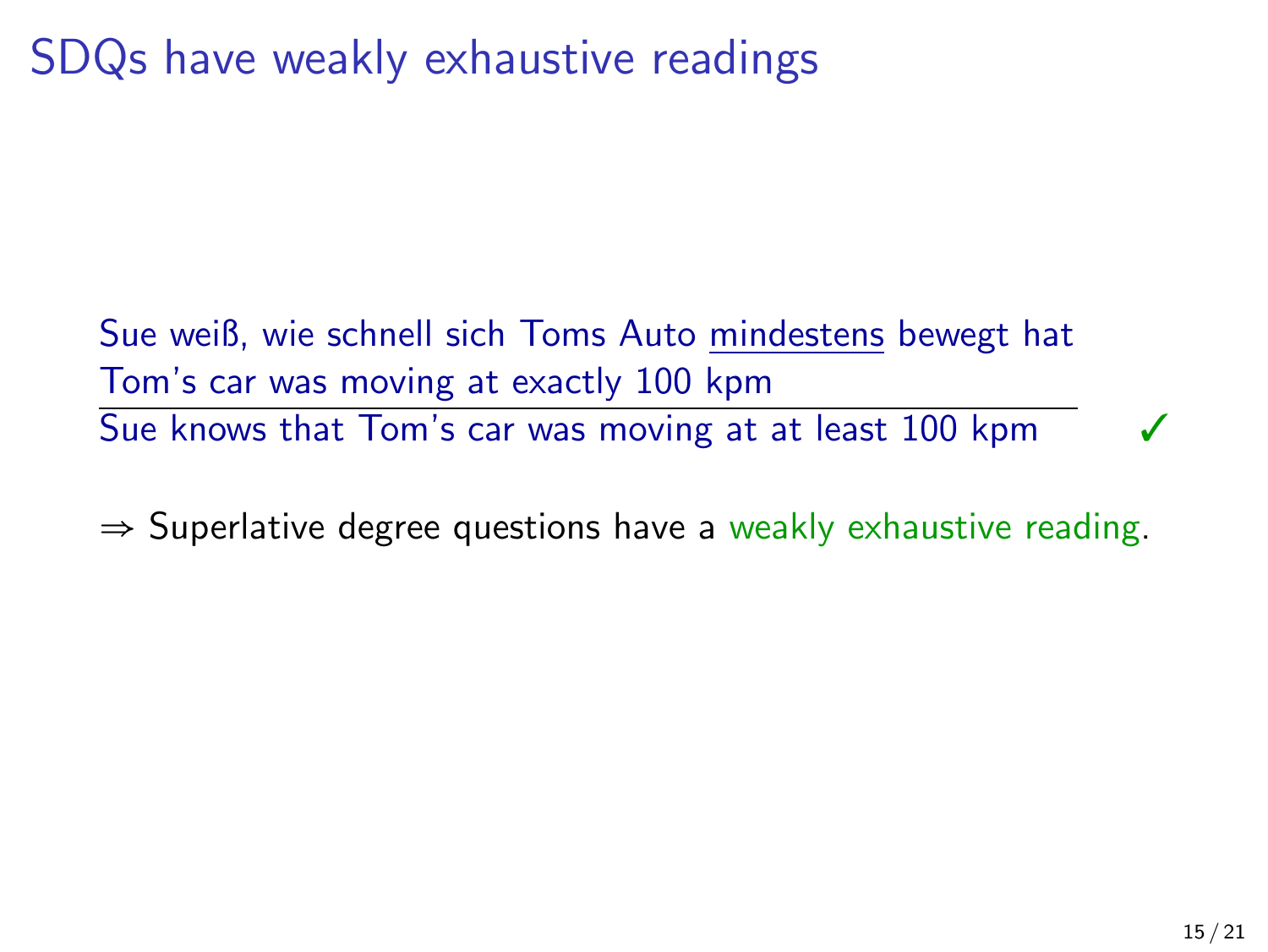# SDQs have weakly exhaustive readings

Sue weiß, wie schnell sich Toms Auto <u>mindestens</u> bewegt hat
Tom's car was moving at exactly 100 kpm

---

Sue knows that Tom's car was moving at at least 100 kpm ✓

⇒ Superlative degree questions have a weakly exhaustive reading.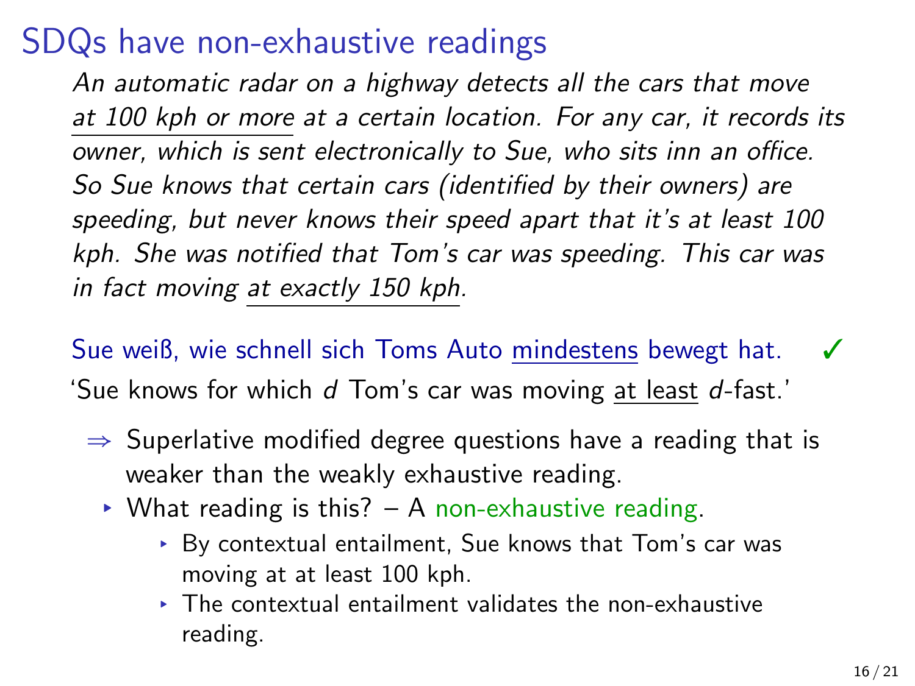# SDQs have non-exhaustive readings

*An automatic radar on a highway detects all the cars that move <u>at 100 kph or more</u> at a certain location. For any car, it records its owner, which is sent electronically to Sue, who sits inn an office. So Sue knows that certain cars (identified by their owners) are speeding, but never knows their speed apart that it's at least 100 kph. She was notified that Tom's car was speeding. This car was in fact moving <u>at exactly 150 kph</u>.*

Sue weiß, wie schnell sich Toms Auto <u>mindestens</u> bewegt hat. ✓

'Sue knows for which *d* Tom's car was moving <u>at least</u> *d*-fast.'

- ⇒ Superlative modified degree questions have a reading that is weaker than the weakly exhaustive reading.
  - What reading is this? – A non-exhaustive reading.
    - By contextual entailment, Sue knows that Tom's car was moving at at least 100 kph.
    - The contextual entailment validates the non-exhaustive reading.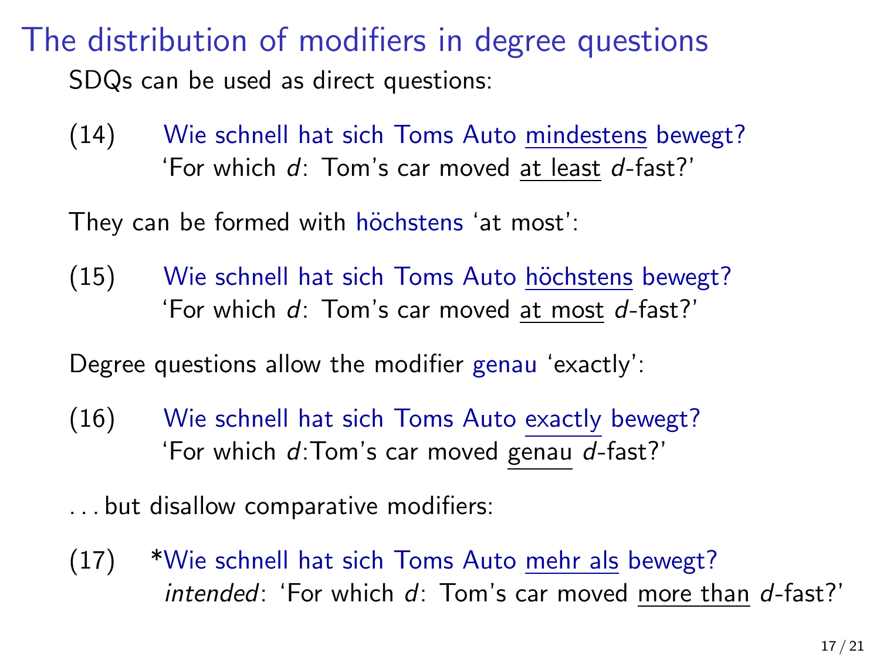# The distribution of modifiers in degree questions

SDQs can be used as direct questions:

(14) Wie schnell hat sich Toms Auto <u>mindestens</u> bewegt?
'For which $d$: Tom's car moved <u>at least</u> $d$-fast?'

They can be formed with höchstens 'at most':

(15) Wie schnell hat sich Toms Auto <u>höchstens</u> bewegt?
'For which $d$: Tom's car moved <u>at most</u> $d$-fast?'

Degree questions allow the modifier genau 'exactly':

(16) Wie schnell hat sich Toms Auto <u>exactly</u> bewegt?
'For which $d$:Tom's car moved <u>genau</u> $d$-fast?'

. . . but disallow comparative modifiers:

(17) *Wie schnell hat sich Toms Auto <u>mehr als</u> bewegt?
*intended*: 'For which $d$: Tom's car moved <u>more than</u> $d$-fast?'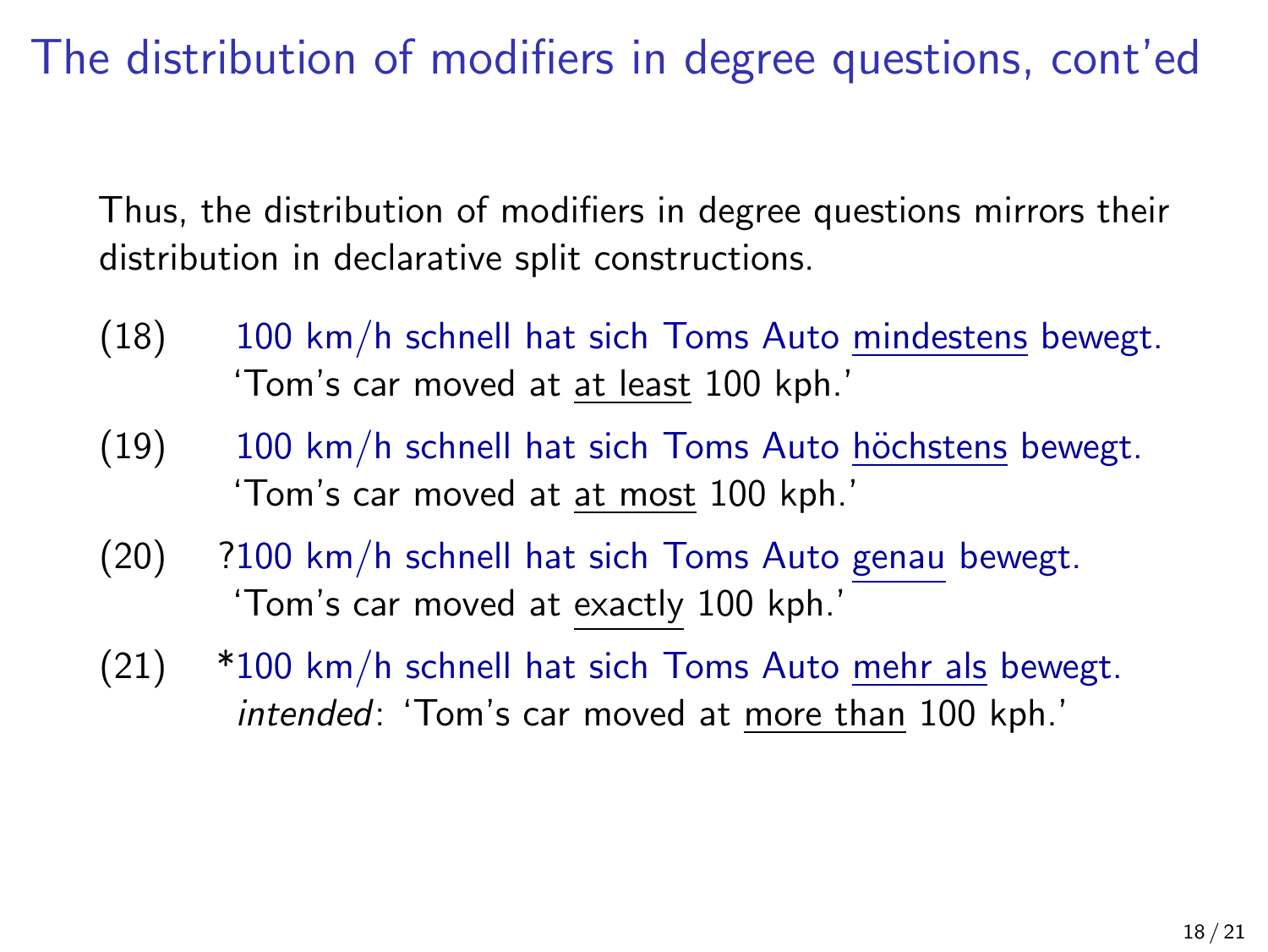# The distribution of modifiers in degree questions, cont'ed

Thus, the distribution of modifiers in degree questions mirrors their distribution in declarative split constructions.

(18) 100 km/h schnell hat sich Toms Auto <u>mindestens</u> bewegt.
'Tom's car moved at <u>at least</u> 100 kph.'

(19) 100 km/h schnell hat sich Toms Auto <u>höchstens</u> bewegt.
'Tom's car moved at <u>at most</u> 100 kph.'

(20) ?100 km/h schnell hat sich Toms Auto <u>genau</u> bewegt.
'Tom's car moved at <u>exactly</u> 100 kph.'

(21) *100 km/h schnell hat sich Toms Auto <u>mehr als</u> bewegt.
*intended*: 'Tom's car moved at <u>more than</u> 100 kph.'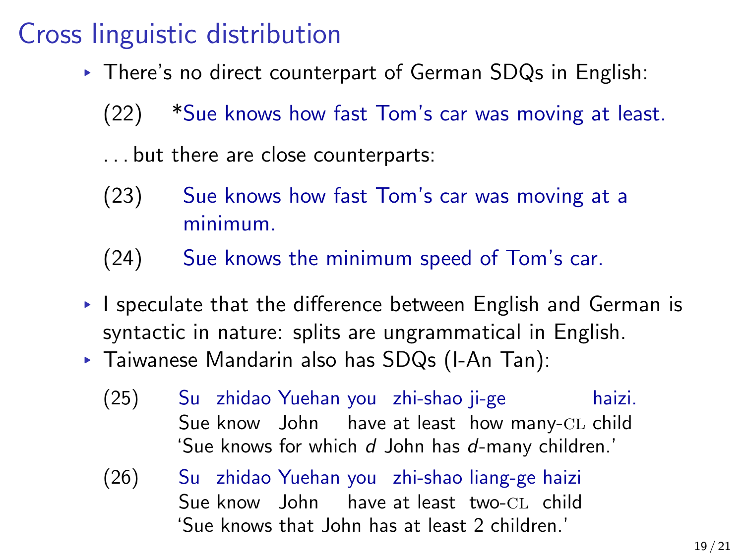# Cross linguistic distribution

- There's no direct counterpart of German SDQs in English:

(22) *Sue knows how fast Tom's car was moving at least.

... but there are close counterparts:

(23) Sue knows how fast Tom's car was moving at a minimum.

(24) Sue knows the minimum speed of Tom's car.

- I speculate that the difference between English and German is syntactic in nature: splits are ungrammatical in English.
- Taiwanese Mandarin also has SDQs (I-An Tan):

(25) Su zhidao Yuehan you zhi-shao ji-ge haizi.
Sue know John have at least how many-CL child
'Sue knows for which *d* John has *d*-many children.'

(26) Su zhidao Yuehan you zhi-shao liang-ge haizi
Sue know John have at least two-CL child
'Sue knows that John has at least 2 children.'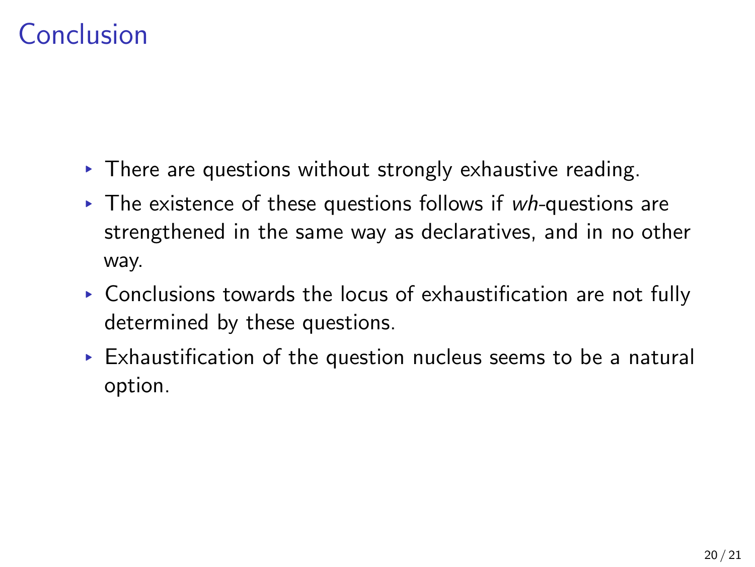# Conclusion

- There are questions without strongly exhaustive reading.
- The existence of these questions follows if *wh*-questions are strengthened in the same way as declaratives, and in no other way.
- Conclusions towards the locus of exhaustification are not fully determined by these questions.
- Exhaustification of the question nucleus seems to be a natural option.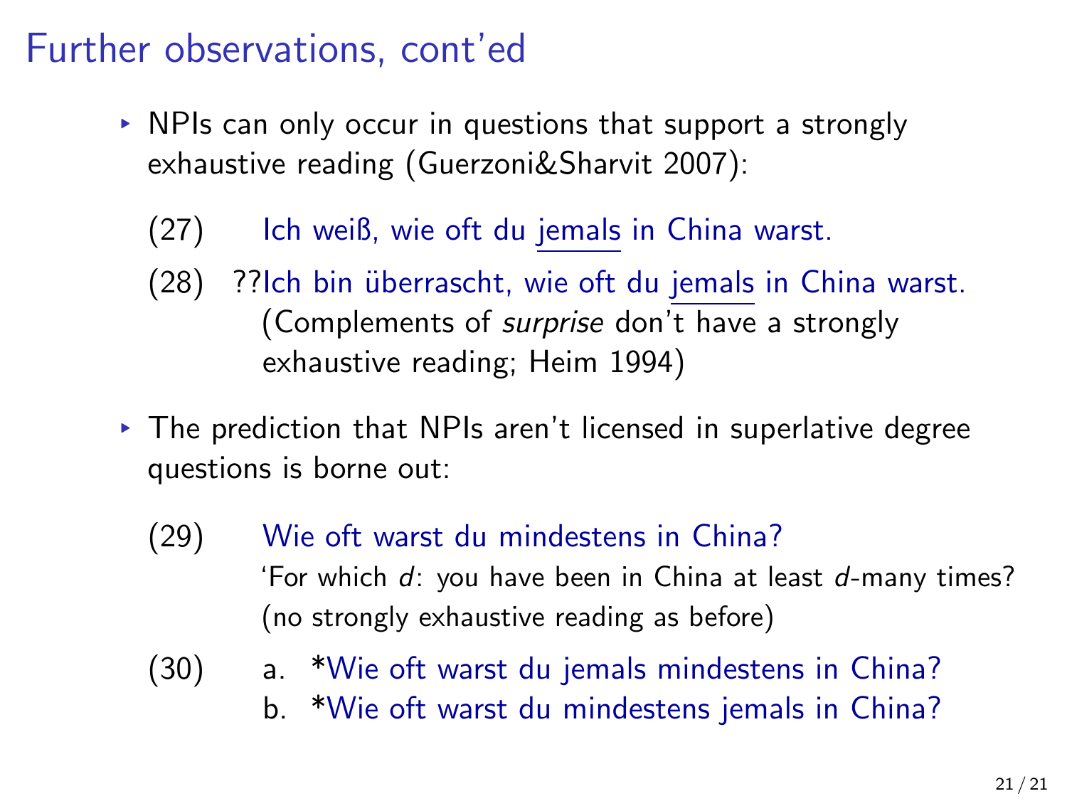# Further observations, cont'ed

- NPIs can only occur in questions that support a strongly exhaustive reading (Guerzoni&Sharvit 2007):

  (27) Ich weiß, wie oft du jemals in China warst.

  (28) ??Ich bin überrascht, wie oft du jemals in China warst.
  (Complements of *surprise* don't have a strongly exhaustive reading; Heim 1994)

- The prediction that NPIs aren't licensed in superlative degree questions is borne out:

  (29) Wie oft warst du mindestens in China?
  'For which $d$: you have been in China at least $d$-many times?
  (no strongly exhaustive reading as before)

  (30) a. *Wie oft warst du jemals mindestens in China?
  b. *Wie oft warst du mindestens jemals in China?